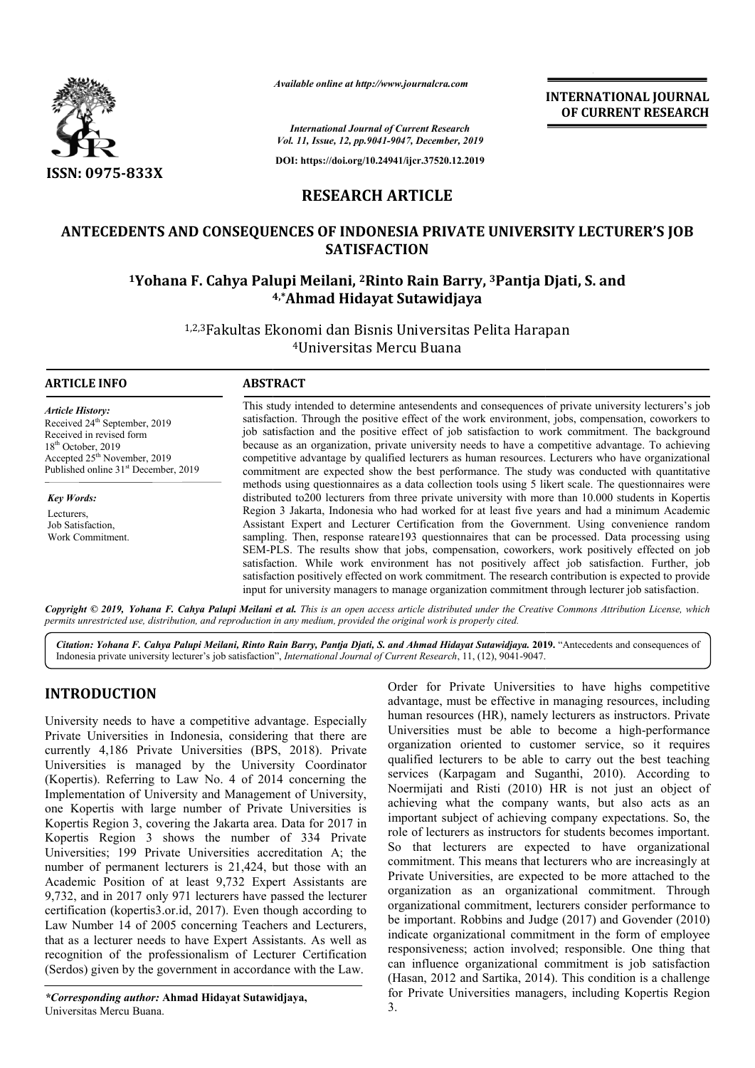# RESEARCH ARTICLE

## ANTECEDENTS AND CONSEQUENCES OF INDONESIA PRIVATE UNIVERSITY LECTURER'S JOB SATISFACTION

[1]Yohana F. Cahya Palupi Meilani, [2]Rinto Rain Barry, [3]Pantja Djati, S. and [4,*]Ahmad Hidayat Sutawidjaya

[1,2,3]Fakultas Ekonomi dan Bisnis Universitas Pelita Harapan
[4]Universitas Mercu Buana

**ARTICLE INFO**

*Article History:*
Received 24th September, 2019
Received in revised form
18th October, 2019
Accepted 25th November, 2019
Published online 31st December, 2019

*Key Words:*
Lecturers,
Job Satisfaction,
Work Commitment.

**ABSTRACT**

This study intended to determine antesendents and consequences of private university lecturers's job satisfaction. Through the positive effect of the work environment, jobs, compensation, coworkers to job satisfaction and the positive effect of job satisfaction to work commitment. The background because as an organization, private university needs to have a competitive advantage. To achieving competitive advantage by qualified lecturers as human resources. Lecturers who have organizational commitment are expected show the best performance. The study was conducted with quantitative methods using questionnaires as a data collection tools using 5 likert scale. The questionnaires were distributed to200 lecturers from three private university with more than 10.000 students in Kopertis Region 3 Jakarta, Indonesia who had worked for at least five years and had a minimum Academic Assistant Expert and Lecturer Certification from the Government. Using convenience random sampling. Then, response rateare193 questionnaires that can be processed. Data processing using SEM-PLS. The results show that jobs, compensation, coworkers, work positively effected on job satisfaction. While work environment has not positively affect job satisfaction. Further, job satisfaction positively effected on work commitment. The research contribution is expected to provide input for university managers to manage organization commitment through lecturer job satisfaction.

*Copyright © 2019, Yohana F. Cahya Palupi Meilani et al. This is an open access article distributed under the Creative Commons Attribution License, which permits unrestricted use, distribution, and reproduction in any medium, provided the original work is properly cited.*

*Citation: Yohana F. Cahya Palupi Meilani, Rinto Rain Barry, Pantja Djati, S. and Ahmad Hidayat Sutawidjaya.* **2019.** "Antecedents and consequences of Indonesia private university lecturer's job satisfaction", *International Journal of Current Research*, 11, (12), 9041-9047.

## INTRODUCTION

University needs to have a competitive advantage. Especially Private Universities in Indonesia, considering that there are currently 4,186 Private Universities (BPS, 2018). Private Universities is managed by the University Coordinator (Kopertis). Referring to Law No. 4 of 2014 concerning the Implementation of University and Management of University, one Kopertis with large number of Private Universities is Kopertis Region 3, covering the Jakarta area. Data for 2017 in Kopertis Region 3 shows the number of 334 Private Universities; 199 Private Universities accreditation A; the number of permanent lecturers is 21,424, but those with an Academic Position of at least 9,732 Expert Assistants are 9,732, and in 2017 only 971 lecturers have passed the lecturer certification (kopertis3.or.id, 2017). Even though according to Law Number 14 of 2005 concerning Teachers and Lecturers, that as a lecturer needs to have Expert Assistants. As well as recognition of the professionalism of Lecturer Certification (Serdos) given by the government in accordance with the Law.

Order for Private Universities to have highs competitive advantage, must be effective in managing resources, including human resources (HR), namely lecturers as instructors. Private Universities must be able to become a high-performance organization oriented to customer service, so it requires qualified lecturers to be able to carry out the best teaching services (Karpagam and Suganthi, 2010). According to Noermijati and Risti (2010) HR is not just an object of achieving what the company wants, but also acts as an important subject of achieving company expectations. So, the role of lecturers as instructors for students becomes important. So that lecturers are expected to have organizational commitment. This means that lecturers who are increasingly at Private Universities, are expected to be more attached to the organization as an organizational commitment. Through organizational commitment, lecturers consider performance to be important. Robbins and Judge (2017) and Govender (2010) indicate organizational commitment in the form of employee responsiveness; action involved; responsible. One thing that can influence organizational commitment is job satisfaction (Hasan, 2012 and Sartika, 2014). This condition is a challenge for Private Universities managers, including Kopertis Region 3.

*\*Corresponding author:* **Ahmad Hidayat Sutawidjaya,**
Universitas Mercu Buana.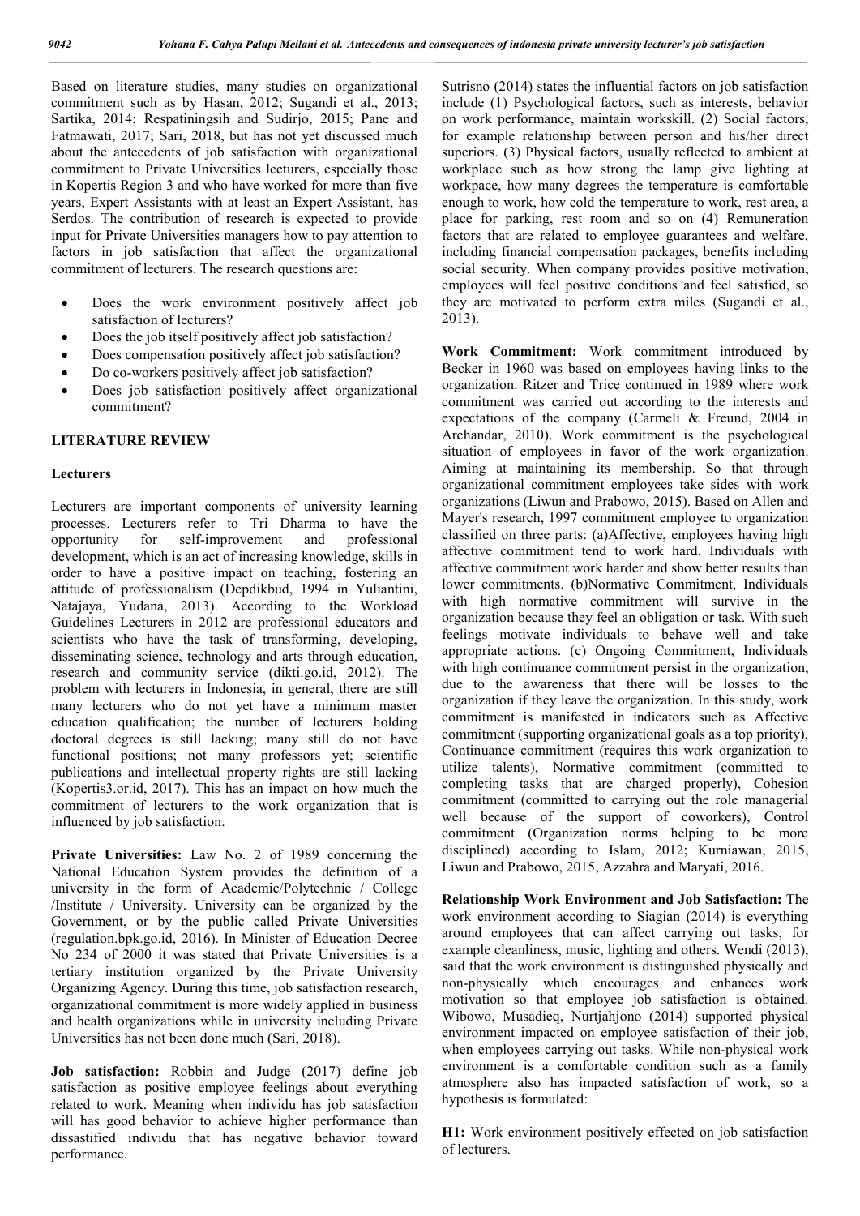Based on literature studies, many studies on organizational commitment such as by Hasan, 2012; Sugandi et al., 2013; Sartika, 2014; Respatiningsih and Sudirjo, 2015; Pane and Fatmawati, 2017; Sari, 2018, but has not yet discussed much about the antecedents of job satisfaction with organizational commitment to Private Universities lecturers, especially those in Kopertis Region 3 and who have worked for more than five years, Expert Assistants with at least an Expert Assistant, has Serdos. The contribution of research is expected to provide input for Private Universities managers how to pay attention to factors in job satisfaction that affect the organizational commitment of lecturers. The research questions are:

- Does the work environment positively affect job satisfaction of lecturers?
- Does the job itself positively affect job satisfaction?
- Does compensation positively affect job satisfaction?
- Do co-workers positively affect job satisfaction?
- Does job satisfaction positively affect organizational commitment?

## LITERATURE REVIEW

### Lecturers

Lecturers are important components of university learning processes. Lecturers refer to Tri Dharma to have the opportunity for self-improvement and professional development, which is an act of increasing knowledge, skills in order to have a positive impact on teaching, fostering an attitude of professionalism (Depdikbud, 1994 in Yuliantini, Natajaya, Yudana, 2013). According to the Workload Guidelines Lecturers in 2012 are professional educators and scientists who have the task of transforming, developing, disseminating science, technology and arts through education, research and community service (dikti.go.id, 2012). The problem with lecturers in Indonesia, in general, there are still many lecturers who do not yet have a minimum master education qualification; the number of lecturers holding doctoral degrees is still lacking; many still do not have functional positions; not many professors yet; scientific publications and intellectual property rights are still lacking (Kopertis3.or.id, 2017). This has an impact on how much the commitment of lecturers to the work organization that is influenced by job satisfaction.

**Private Universities:** Law No. 2 of 1989 concerning the National Education System provides the definition of a university in the form of Academic/Polytechnic / College /Institute / University. University can be organized by the Government, or by the public called Private Universities (regulation.bpk.go.id, 2016). In Minister of Education Decree No 234 of 2000 it was stated that Private Universities is a tertiary institution organized by the Private University Organizing Agency. During this time, job satisfaction research, organizational commitment is more widely applied in business and health organizations while in university including Private Universities has not been done much (Sari, 2018).

**Job satisfaction:** Robbin and Judge (2017) define job satisfaction as positive employee feelings about everything related to work. Meaning when individu has job satisfaction will has good behavior to achieve higher performance than dissastified individu that has negative behavior toward performance.

Sutrisno (2014) states the influential factors on job satisfaction include (1) Psychological factors, such as interests, behavior on work performance, maintain workskill. (2) Social factors, for example relationship between person and his/her direct superiors. (3) Physical factors, usually reflected to ambient at workplace such as how strong the lamp give lighting at workpace, how many degrees the temperature is comfortable enough to work, how cold the temperature to work, rest area, a place for parking, rest room and so on (4) Remuneration factors that are related to employee guarantees and welfare, including financial compensation packages, benefits including social security. When company provides positive motivation, employees will feel positive conditions and feel satisfied, so they are motivated to perform extra miles (Sugandi et al., 2013).

**Work Commitment:** Work commitment introduced by Becker in 1960 was based on employees having links to the organization. Ritzer and Trice continued in 1989 where work commitment was carried out according to the interests and expectations of the company (Carmeli & Freund, 2004 in Archandar, 2010). Work commitment is the psychological situation of employees in favor of the work organization. Aiming at maintaining its membership. So that through organizational commitment employees take sides with work organizations (Liwun and Prabowo, 2015). Based on Allen and Mayer's research, 1997 commitment employee to organization classified on three parts: (a)Affective, employees having high affective commitment tend to work hard. Individuals with affective commitment work harder and show better results than lower commitments. (b)Normative Commitment, Individuals with high normative commitment will survive in the organization because they feel an obligation or task. With such feelings motivate individuals to behave well and take appropriate actions. (c) Ongoing Commitment, Individuals with high continuance commitment persist in the organization, due to the awareness that there will be losses to the organization if they leave the organization. In this study, work commitment is manifested in indicators such as Affective commitment (supporting organizational goals as a top priority), Continuance commitment (requires this work organization to utilize talents), Normative commitment (committed to completing tasks that are charged properly), Cohesion commitment (committed to carrying out the role managerial well because of the support of coworkers), Control commitment (Organization norms helping to be more disciplined) according to Islam, 2012; Kurniawan, 2015, Liwun and Prabowo, 2015, Azzahra and Maryati, 2016.

**Relationship Work Environment and Job Satisfaction:** The work environment according to Siagian (2014) is everything around employees that can affect carrying out tasks, for example cleanliness, music, lighting and others. Wendi (2013), said that the work environment is distinguished physically and non-physically which encourages and enhances work motivation so that employee job satisfaction is obtained. Wibowo, Musadieq, Nurtjahjono (2014) supported physical environment impacted on employee satisfaction of their job, when employees carrying out tasks. While non-physical work environment is a comfortable condition such as a family atmosphere also has impacted satisfaction of work, so a hypothesis is formulated:

**H1:** Work environment positively effected on job satisfaction of lecturers.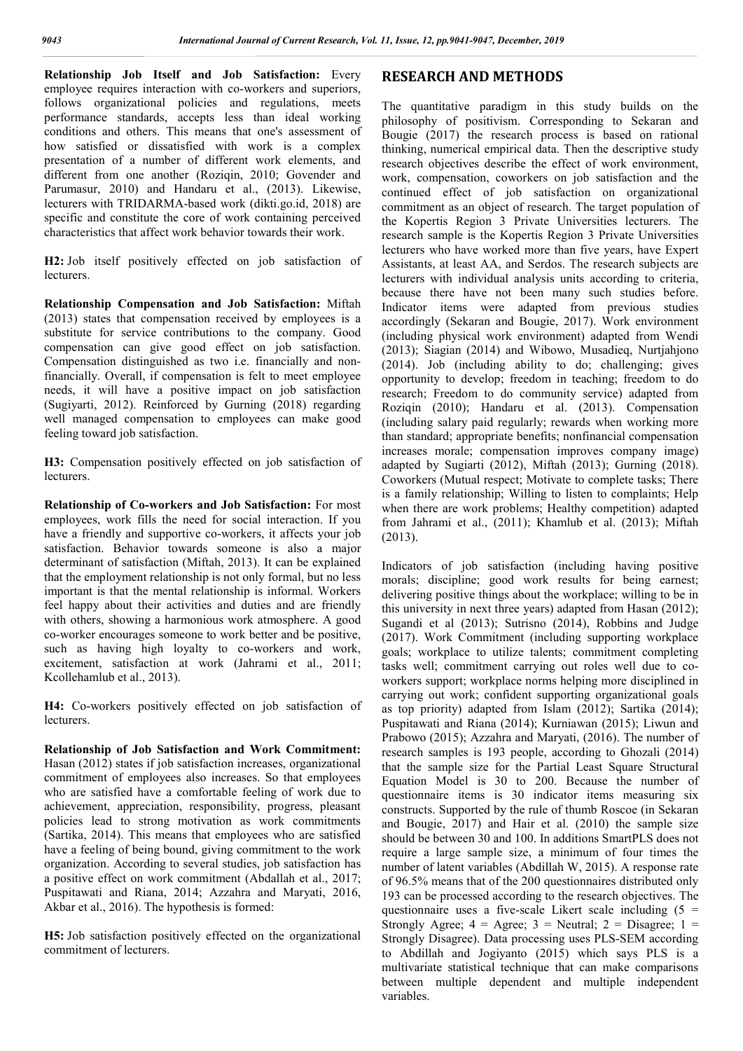**Relationship Job Itself and Job Satisfaction:** Every employee requires interaction with co-workers and superiors, follows organizational policies and regulations, meets performance standards, accepts less than ideal working conditions and others. This means that one's assessment of how satisfied or dissatisfied with work is a complex presentation of a number of different work elements, and different from one another (Roziqin, 2010; Govender and Parumasur, 2010) and Handaru et al., (2013). Likewise, lecturers with TRIDARMA-based work (dikti.go.id, 2018) are specific and constitute the core of work containing perceived characteristics that affect work behavior towards their work.

**H2:** Job itself positively effected on job satisfaction of lecturers.

**Relationship Compensation and Job Satisfaction:** Miftah (2013) states that compensation received by employees is a substitute for service contributions to the company. Good compensation can give good effect on job satisfaction. Compensation distinguished as two i.e. financially and non-financially. Overall, if compensation is felt to meet employee needs, it will have a positive impact on job satisfaction (Sugiyarti, 2012). Reinforced by Gurning (2018) regarding well managed compensation to employees can make good feeling toward job satisfaction.

**H3:** Compensation positively effected on job satisfaction of lecturers.

**Relationship of Co-workers and Job Satisfaction:** For most employees, work fills the need for social interaction. If you have a friendly and supportive co-workers, it affects your job satisfaction. Behavior towards someone is also a major determinant of satisfaction (Miftah, 2013). It can be explained that the employment relationship is not only formal, but no less important is that the mental relationship is informal. Workers feel happy about their activities and duties and are friendly with others, showing a harmonious work atmosphere. A good co-worker encourages someone to work better and be positive, such as having high loyalty to co-workers and work, excitement, satisfaction at work (Jahrami et al., 2011; Kcollehamlub et al., 2013).

**H4:** Co-workers positively effected on job satisfaction of lecturers.

**Relationship of Job Satisfaction and Work Commitment:** Hasan (2012) states if job satisfaction increases, organizational commitment of employees also increases. So that employees who are satisfied have a comfortable feeling of work due to achievement, appreciation, responsibility, progress, pleasant policies lead to strong motivation as work commitments (Sartika, 2014). This means that employees who are satisfied have a feeling of being bound, giving commitment to the work organization. According to several studies, job satisfaction has a positive effect on work commitment (Abdallah et al., 2017; Puspitawati and Riana, 2014; Azzahra and Maryati, 2016, Akbar et al., 2016). The hypothesis is formed:

**H5:** Job satisfaction positively effected on the organizational commitment of lecturers.

## RESEARCH AND METHODS

The quantitative paradigm in this study builds on the philosophy of positivism. Corresponding to Sekaran and Bougie (2017) the research process is based on rational thinking, numerical empirical data. Then the descriptive study research objectives describe the effect of work environment, work, compensation, coworkers on job satisfaction and the continued effect of job satisfaction on organizational commitment as an object of research. The target population of the Kopertis Region 3 Private Universities lecturers. The research sample is the Kopertis Region 3 Private Universities lecturers who have worked more than five years, have Expert Assistants, at least AA, and Serdos. The research subjects are lecturers with individual analysis units according to criteria, because there have not been many such studies before. Indicator items were adapted from previous studies accordingly (Sekaran and Bougie, 2017). Work environment (including physical work environment) adapted from Wendi (2013); Siagian (2014) and Wibowo, Musadieq, Nurtjahjono (2014). Job (including ability to do; challenging; gives opportunity to develop; freedom in teaching; freedom to do research; Freedom to do community service) adapted from Roziqin (2010); Handaru et al. (2013). Compensation (including salary paid regularly; rewards when working more than standard; appropriate benefits; nonfinancial compensation increases morale; compensation improves company image) adapted by Sugiarti (2012), Miftah (2013); Gurning (2018). Coworkers (Mutual respect; Motivate to complete tasks; There is a family relationship; Willing to listen to complaints; Help when there are work problems; Healthy competition) adapted from Jahrami et al., (2011); Khamlub et al. (2013); Miftah (2013).

Indicators of job satisfaction (including having positive morals; discipline; good work results for being earnest; delivering positive things about the workplace; willing to be in this university in next three years) adapted from Hasan (2012); Sugandi et al (2013); Sutrisno (2014), Robbins and Judge (2017). Work Commitment (including supporting workplace goals; workplace to utilize talents; commitment completing tasks well; commitment carrying out roles well due to co-workers support; workplace norms helping more disciplined in carrying out work; confident supporting organizational goals as top priority) adapted from Islam (2012); Sartika (2014); Puspitawati and Riana (2014); Kurniawan (2015); Liwun and Prabowo (2015); Azzahra and Maryati, (2016). The number of research samples is 193 people, according to Ghozali (2014) that the sample size for the Partial Least Square Structural Equation Model is 30 to 200. Because the number of questionnaire items is 30 indicator items measuring six constructs. Supported by the rule of thumb Roscoe (in Sekaran and Bougie, 2017) and Hair et al. (2010) the sample size should be between 30 and 100. In additions SmartPLS does not require a large sample size, a minimum of four times the number of latent variables (Abdillah W, 2015). A response rate of 96.5% means that of the 200 questionnaires distributed only 193 can be processed according to the research objectives. The questionnaire uses a five-scale Likert scale including (5 = Strongly Agree; 4 = Agree; 3 = Neutral; 2 = Disagree; 1 = Strongly Disagree). Data processing uses PLS-SEM according to Abdillah and Jogiyanto (2015) which says PLS is a multivariate statistical technique that can make comparisons between multiple dependent and multiple independent variables.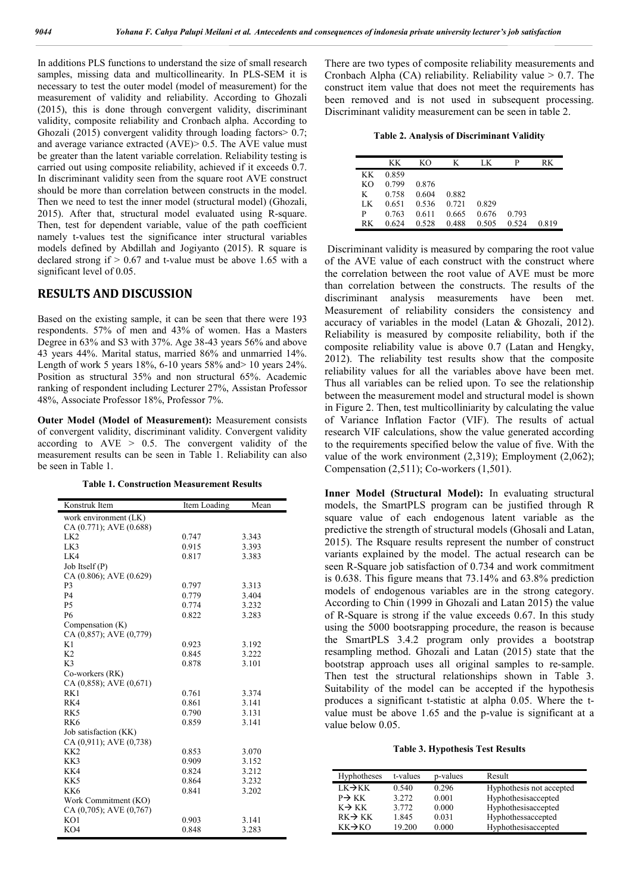In additions PLS functions to understand the size of small research samples, missing data and multicollinearity. In PLS-SEM it is necessary to test the outer model (model of measurement) for the measurement of validity and reliability. According to Ghozali (2015), this is done through convergent validity, discriminant validity, composite reliability and Cronbach alpha. According to Ghozali (2015) convergent validity through loading factors> 0.7; and average variance extracted (AVE)> 0.5. The AVE value must be greater than the latent variable correlation. Reliability testing is carried out using composite reliability, achieved if it exceeds 0.7. In discriminant validity seen from the square root AVE construct should be more than correlation between constructs in the model. Then we need to test the inner model (structural model) (Ghozali, 2015). After that, structural model evaluated using R-square. Then, test for dependent variable, value of the path coefficient namely t-values test the significance inter structural variables models defined by Abdillah and Jogiyanto (2015). R square is declared strong if > 0.67 and t-value must be above 1.65 with a significant level of 0.05.

## RESULTS AND DISCUSSION

Based on the existing sample, it can be seen that there were 193 respondents. 57% of men and 43% of women. Has a Masters Degree in 63% and S3 with 37%. Age 38-43 years 56% and above 43 years 44%. Marital status, married 86% and unmarried 14%. Length of work 5 years 18%, 6-10 years 58% and> 10 years 24%. Position as structural 35% and non structural 65%. Academic ranking of respondent including Lecturer 27%, Assistan Professor 48%, Associate Professor 18%, Professor 7%.

**Outer Model (Model of Measurement):** Measurement consists of convergent validity, discriminant validity. Convergent validity according to AVE > 0.5. The convergent validity of the measurement results can be seen in Table 1. Reliability can also be seen in Table 1.

**Table 1. Construction Measurement Results**

| Konstruk Item | Item Loading | Mean |
|---|---|---|
| work environment (LK) | | |
| CA (0.771); AVE (0.688) | | |
| LK2 | 0.747 | 3.343 |
| LK3 | 0.915 | 3.393 |
| LK4 | 0.817 | 3.383 |
| Job Itself (P) | | |
| CA (0.806); AVE (0.629) | | |
| P3 | 0.797 | 3.313 |
| P4 | 0.779 | 3.404 |
| P5 | 0.774 | 3.232 |
| P6 | 0.822 | 3.283 |
| Compensation (K) | | |
| CA (0,857); AVE (0,779) | | |
| K1 | 0.923 | 3.192 |
| K2 | 0.845 | 3.222 |
| K3 | 0.878 | 3.101 |
| Co-workers (RK) | | |
| CA (0,858); AVE (0,671) | | |
| RK1 | 0.761 | 3.374 |
| RK4 | 0.861 | 3.141 |
| RK5 | 0.790 | 3.131 |
| RK6 | 0.859 | 3.141 |
| Job satisfaction (KK) | | |
| CA (0,911); AVE (0,738) | | |
| KK2 | 0.853 | 3.070 |
| KK3 | 0.909 | 3.152 |
| KK4 | 0.824 | 3.212 |
| KK5 | 0.864 | 3.232 |
| KK6 | 0.841 | 3.202 |
| Work Commitment (KO) | | |
| CA (0,705); AVE (0,767) | | |
| KO1 | 0.903 | 3.141 |
| KO4 | 0.848 | 3.283 |

There are two types of composite reliability measurements and Cronbach Alpha (CA) reliability. Reliability value > 0.7. The construct item value that does not meet the requirements has been removed and is not used in subsequent processing. Discriminant validity measurement can be seen in table 2.

**Table 2. Analysis of Discriminant Validity**

| | KK | KO | K | LK | P | RK |
|---|---|---|---|---|---|---|
| KK | 0.859 | | | | | |
| KO | 0.799 | 0.876 | | | | |
| K | 0.758 | 0.604 | 0.882 | | | |
| LK | 0.651 | 0.536 | 0.721 | 0.829 | | |
| P | 0.763 | 0.611 | 0.665 | 0.676 | 0.793 | |
| RK | 0.624 | 0.528 | 0.488 | 0.505 | 0.524 | 0.819 |

Discriminant validity is measured by comparing the root value of the AVE value of each construct with the construct where the correlation between the root value of AVE must be more than correlation between the constructs. The results of the discriminant analysis measurements have been met. Measurement of reliability considers the consistency and accuracy of variables in the model (Latan & Ghozali, 2012). Reliability is measured by composite reliability, both if the composite reliability value is above 0.7 (Latan and Hengky, 2012). The reliability test results show that the composite reliability values for all the variables above have been met. Thus all variables can be relied upon. To see the relationship between the measurement model and structural model is shown in Figure 2. Then, test multicolliniarity by calculating the value of Variance Inflation Factor (VIF). The results of actual research VIF calculations, show the value generated according to the requirements specified below the value of five. With the value of the work environment (2,319); Employment (2,062); Compensation (2,511); Co-workers (1,501).

**Inner Model (Structural Model):** In evaluating structural models, the SmartPLS program can be justified through R square value of each endogenous latent variable as the predictive the strength of structural models (Ghosali and Latan, 2015). The Rsquare results represent the number of construct variants explained by the model. The actual research can be seen R-Square job satisfaction of 0.734 and work commitment is 0.638. This figure means that 73.14% and 63.8% prediction models of endogenous variables are in the strong category. According to Chin (1999 in Ghozali and Latan 2015) the value of R-Square is strong if the value exceeds 0.67. In this study using the 5000 bootsrapping procedure, the reason is because the SmartPLS 3.4.2 program only provides a bootstrap resampling method. Ghozali and Latan (2015) state that the bootstrap approach uses all original samples to re-sample. Then test the structural relationships shown in Table 3. Suitability of the model can be accepted if the hypothesis produces a significant t-statistic at alpha 0.05. Where the t-value must be above 1.65 and the p-value is significant at a value below 0.05.

**Table 3. Hypothesis Test Results**

| Hyphotheses | t-values | p-values | Result |
|---|---|---|---|
| LK→KK | 0.540 | 0.296 | Hyphothesis not accepted |
| P→ KK | 3.272 | 0.001 | Hyphothesisaccepted |
| K→ KK | 3.772 | 0.000 | Hyphothesisaccepted |
| RK→ KK | 1.845 | 0.031 | Hyphothessaccepted |
| KK→KO | 19.200 | 0.000 | Hyphothesisaccepted |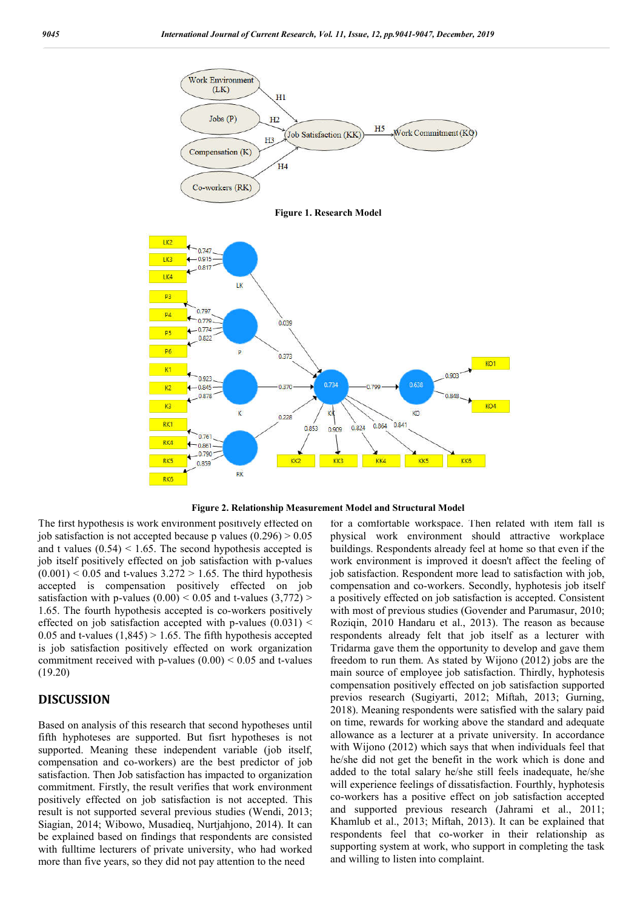**Figure 1. Research Model**

**Figure 2. Relationship Measurement Model and Structural Model**

The first hypothesis is work environment positively effected on job satisfaction is not accepted because p values (0.296) > 0.05 and t values (0.54) < 1.65. The second hypothesis accepted is job itself positively effected on job satisfaction with p-values (0.001) < 0.05 and t-values 3.272 > 1.65. The third hypothesis accepted is compensation positively effected on job satisfaction with p-values (0.00) < 0.05 and t-values (3,772) > 1.65. The fourth hypothesis accepted is co-workers positively effected on job satisfaction accepted with p-values (0.031) < 0.05 and t-values (1,845) > 1.65. The fifth hypothesis accepted is job satisfaction positively effected on work organization commitment received with p-values (0.00) < 0.05 and t-values (19.20)

## DISCUSSION

Based on analysis of this research that second hypotheses until fifth hyphoteses are supported. But fisrt hypotheses is not supported. Meaning these independent variable (job itself, compensation and co-workers) are the best predictor of job satisfaction. Then Job satisfaction has impacted to organization commitment. Firstly, the result verifies that work environment positively effected on job satisfaction is not accepted. This result is not supported several previous studies (Wendi, 2013; Siagian, 2014; Wibowo, Musadieq, Nurtjahjono, 2014). It can be explained based on findings that respondents are consisted with fulltime lecturers of private university, who had worked more than five years, so they did not pay attention to the need for a comfortable workspace. Then related with item fall is physical work environment should attractive workplace buildings. Respondents already feel at home so that even if the work environment is improved it doesn't affect the feeling of job satisfaction. Respondent more lead to satisfaction with job, compensation and co-workers. Secondly, hyphotesis job itself a positively effected on job satisfaction is accepted. Consistent with most of previous studies (Govender and Parumasur, 2010; Roziqin, 2010 Handaru et al., 2013). The reason as because respondents already felt that job itself as a lecturer with Tridarma gave them the opportunity to develop and gave them freedom to run them. As stated by Wijono (2012) jobs are the main source of employee job satisfaction. Thirdly, hyphotesis compensation positively effected on job satisfaction supported previos research (Sugiyarti, 2012; Miftah, 2013; Gurning, 2018). Meaning respondents were satisfied with the salary paid on time, rewards for working above the standard and adequate allowance as a lecturer at a private university. In accordance with Wijono (2012) which says that when individuals feel that he/she did not get the benefit in the work which is done and added to the total salary he/she still feels inadequate, he/she will experience feelings of dissatisfaction. Fourthly, hyphotesis co-workers has a positive effect on job satisfaction accepted and supported previous research (Jahrami et al., 2011; Khamlub et al., 2013; Miftah, 2013). It can be explained that respondents feel that co-worker in their relationship as supporting system at work, who support in completing the task and willing to listen into complaint.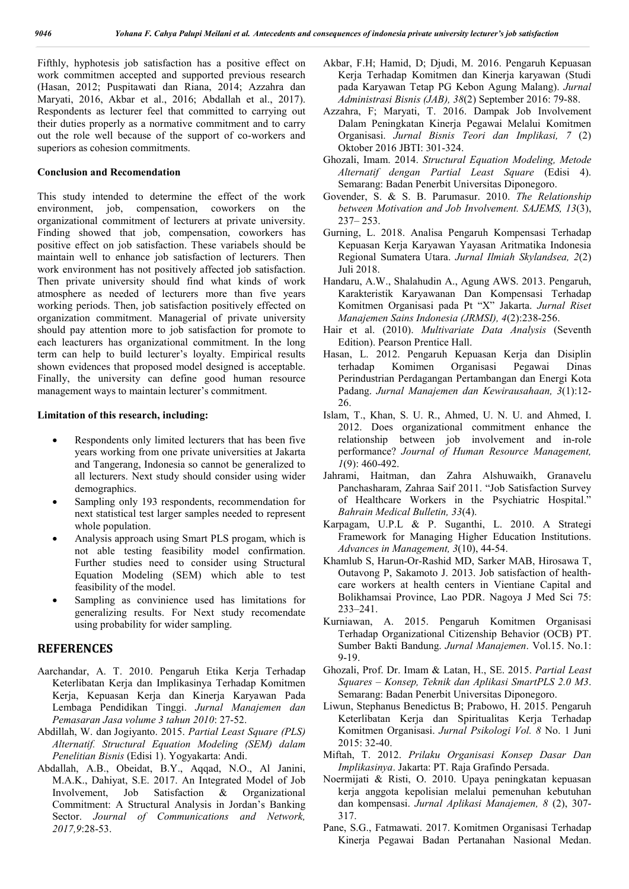Fifthly, hyphotesis job satisfaction has a positive effect on work commitmen accepted and supported previous research (Hasan, 2012; Puspitawati dan Riana, 2014; Azzahra dan Maryati, 2016, Akbar et al., 2016; Abdallah et al., 2017). Respondents as lecturer feel that committed to carrying out their duties properly as a normative commitment and to carry out the role well because of the support of co-workers and superiors as cohesion commitments.

### Conclusion and Recomendation

This study intended to determine the effect of the work environment, job, compensation, coworkers on the organizational commitment of lecturers at private university. Finding showed that job, compensation, coworkers has positive effect on job satisfaction. These variabels should be maintain well to enhance job satisfaction of lecturers. Then work environment has not positively affected job satisfaction. Then private university should find what kinds of work atmosphere as needed of lecturers more than five years working periods. Then, job satisfaction positively effected on organization commitment. Managerial of private university should pay attention more to job satisfaction for promote to each leacturers has organizational commitment. In the long term can help to build lecturer's loyalty. Empirical results shown evidences that proposed model designed is acceptable. Finally, the university can define good human resource management ways to maintain lecturer's commitment.

### Limitation of this research, including:

- Respondents only limited lecturers that has been five years working from one private universities at Jakarta and Tangerang, Indonesia so cannot be generalized to all lecturers. Next study should consider using wider demographics.
- Sampling only 193 respondents, recommendation for next statistical test larger samples needed to represent whole population.
- Analysis approach using Smart PLS progam, which is not able testing feasibility model confirmation. Further studies need to consider using Structural Equation Modeling (SEM) which able to test feasibility of the model.
- Sampling as convinience used has limitations for generalizing results. For Next study recomendate using probability for wider sampling.

## REFERENCES

Aarchandar, A. T. 2010. Pengaruh Etika Kerja Terhadap Keterlibatan Kerja dan Implikasinya Terhadap Komitmen Kerja, Kepuasan Kerja dan Kinerja Karyawan Pada Lembaga Pendidikan Tinggi. *Jurnal Manajemen dan Pemasaran Jasa volume 3 tahun 2010*: 27-52.

Abdillah, W. dan Jogiyanto. 2015. *Partial Least Square (PLS) Alternatif. Structural Equation Modeling (SEM) dalam Penelitian Bisnis* (Edisi 1). Yogyakarta: Andi.

Abdallah, A.B., Obeidat, B.Y., Aqqad, N.O., Al Janini, M.A.K., Dahiyat, S.E. 2017. An Integrated Model of Job Involvement, Job Satisfaction & Organizational Commitment: A Structural Analysis in Jordan's Banking Sector. *Journal of Communications and Network, 2017,9*:28-53.

Akbar, F.H; Hamid, D; Djudi, M. 2016. Pengaruh Kepuasan Kerja Terhadap Komitmen dan Kinerja karyawan (Studi pada Karyawan Tetap PG Kebon Agung Malang). *Jurnal Administrasi Bisnis (JAB), 38*(2) September 2016: 79-88.

Azzahra, F; Maryati, T. 2016. Dampak Job Involvement Dalam Peningkatan Kinerja Pegawai Melalui Komitmen Organisasi. *Jurnal Bisnis Teori dan Implikasi, 7* (2) Oktober 2016 JBTI: 301-324.

Ghozali, Imam. 2014. *Structural Equation Modeling, Metode Alternatif dengan Partial Least Square* (Edisi 4). Semarang: Badan Penerbit Universitas Diponegoro.

Govender, S. & S. B. Parumasur. 2010. *The Relationship between Motivation and Job Involvement. SAJEMS, 13*(3), 237– 253.

Gurning, L. 2018. Analisa Pengaruh Kompensasi Terhadap Kepuasan Kerja Karyawan Yayasan Aritmatika Indonesia Regional Sumatera Utara. *Jurnal Ilmiah Skylandsea, 2*(2) Juli 2018.

Handaru, A.W., Shalahudin A., Agung AWS. 2013. Pengaruh, Karakteristik Karyawanan Dan Kompensasi Terhadap Komitmen Organisasi pada Pt "X" Jakarta. *Jurnal Riset Manajemen Sains Indonesia (JRMSI), 4*(2):238-256.

Hair et al. (2010). *Multivariate Data Analysis* (Seventh Edition). Pearson Prentice Hall.

Hasan, L. 2012. Pengaruh Kepuasan Kerja dan Disiplin terhadap Komimen Organisasi Pegawai Dinas Perindustrian Perdagangan Pertambangan dan Energi Kota Padang. *Jurnal Manajemen dan Kewirausahaan, 3*(1):12-26.

Islam, T., Khan, S. U. R., Ahmed, U. N. U. and Ahmed, I. 2012. Does organizational commitment enhance the relationship between job involvement and in-role performance? *Journal of Human Resource Management, 1*(9): 460-492.

Jahrami, Haitman, dan Zahra Alshuwaikh, Granavelu Panchasharam, Zahraa Saif 2011. "Job Satisfaction Survey of Healthcare Workers in the Psychiatric Hospital." *Bahrain Medical Bulletin, 33*(4).

Karpagam, U.P.L & P. Suganthi, L. 2010. A Strategi Framework for Managing Higher Education Institutions. *Advances in Management, 3*(10), 44-54.

Khamlub S, Harun-Or-Rashid MD, Sarker MAB, Hirosawa T, Outavong P, Sakamoto J. 2013. Job satisfaction of health-care workers at health centers in Vientiane Capital and Bolikhamsai Province, Lao PDR. Nagoya J Med Sci 75: 233–241.

Kurniawan, A. 2015. Pengaruh Komitmen Organisasi Terhadap Organizational Citizenship Behavior (OCB) PT. Sumber Bakti Bandung. *Jurnal Manajemen*. Vol.15. No.1: 9-19.

Ghozali, Prof. Dr. Imam & Latan, H., SE. 2015. *Partial Least Squares – Konsep, Teknik dan Aplikasi SmartPLS 2.0 M3*. Semarang: Badan Penerbit Universitas Diponegoro.

Liwun, Stephanus Benedictus B; Prabowo, H. 2015. Pengaruh Keterlibatan Kerja dan Spiritualitas Kerja Terhadap Komitmen Organisasi. *Jurnal Psikologi Vol. 8* No. 1 Juni 2015: 32-40.

Miftah, T. 2012. *Prilaku Organisasi Konsep Dasar Dan Implikasinya*. Jakarta: PT. Raja Grafindo Persada.

Noermijati & Risti, O. 2010. Upaya peningkatan kepuasan kerja anggota kepolisian melalui pemenuhan kebutuhan dan kompensasi. *Jurnal Aplikasi Manajemen, 8* (2), 307-317.

Pane, S.G., Fatmawati. 2017. Komitmen Organisasi Terhadap Kinerja Pegawai Badan Pertanahan Nasional Medan.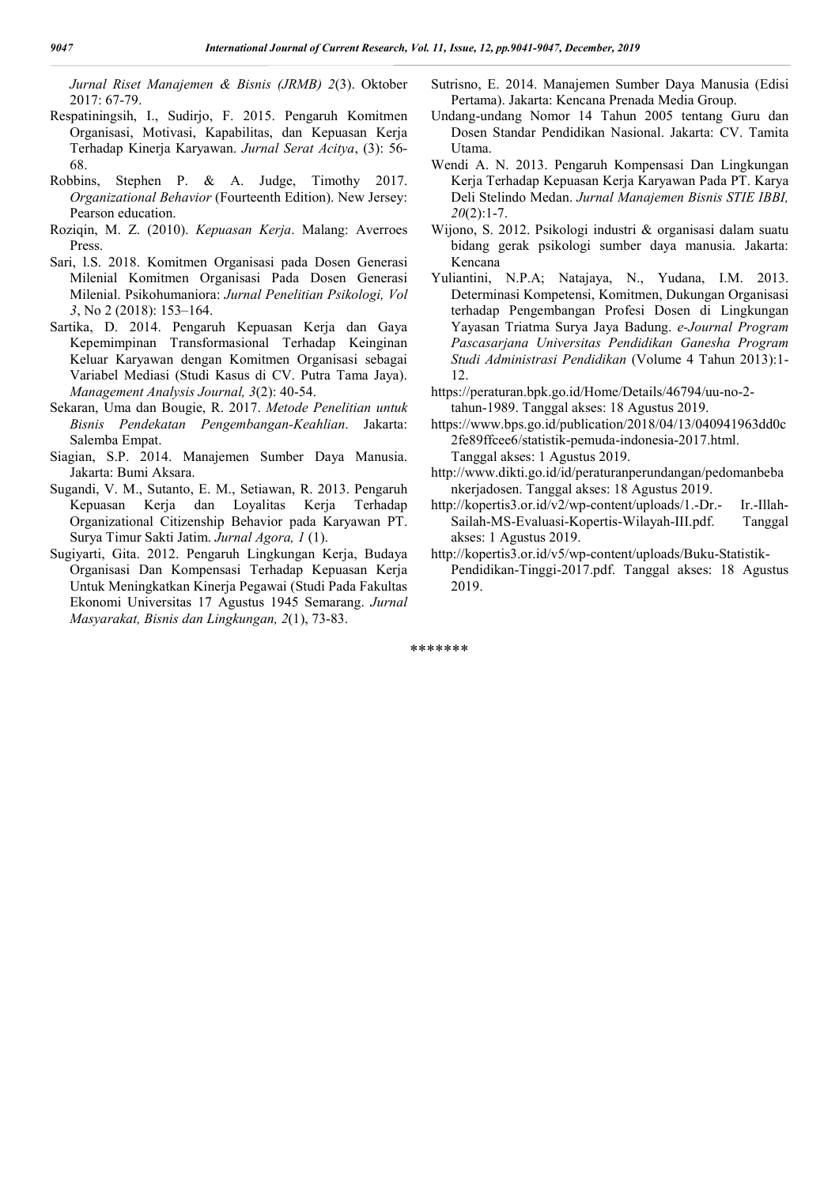*Jurnal Riset Manajemen & Bisnis (JRMB) 2*(3). Oktober 2017: 67-79.

Respatiningsih, I., Sudirjo, F. 2015. Pengaruh Komitmen Organisasi, Motivasi, Kapabilitas, dan Kepuasan Kerja Terhadap Kinerja Karyawan. *Jurnal Serat Acitya*, (3): 56-68.

Robbins, Stephen P. & A. Judge, Timothy 2017. *Organizational Behavior* (Fourteenth Edition). New Jersey: Pearson education.

Roziqin, M. Z. (2010). *Kepuasan Kerja*. Malang: Averroes Press.

Sari, l.S. 2018. Komitmen Organisasi pada Dosen Generasi Milenial Komitmen Organisasi Pada Dosen Generasi Milenial. Psikohumaniora: *Jurnal Penelitian Psikologi, Vol 3*, No 2 (2018): 153–164.

Sartika, D. 2014. Pengaruh Kepuasan Kerja dan Gaya Kepemimpinan Transformasional Terhadap Keinginan Keluar Karyawan dengan Komitmen Organisasi sebagai Variabel Mediasi (Studi Kasus di CV. Putra Tama Jaya). *Management Analysis Journal, 3*(2): 40-54.

Sekaran, Uma dan Bougie, R. 2017. *Metode Penelitian untuk Bisnis Pendekatan Pengembangan-Keahlian*. Jakarta: Salemba Empat.

Siagian, S.P. 2014. Manajemen Sumber Daya Manusia. Jakarta: Bumi Aksara.

Sugandi, V. M., Sutanto, E. M., Setiawan, R. 2013. Pengaruh Kepuasan Kerja dan Loyalitas Kerja Terhadap Organizational Citizenship Behavior pada Karyawan PT. Surya Timur Sakti Jatim. *Jurnal Agora, 1* (1).

Sugiyarti, Gita. 2012. Pengaruh Lingkungan Kerja, Budaya Organisasi Dan Kompensasi Terhadap Kepuasan Kerja Untuk Meningkatkan Kinerja Pegawai (Studi Pada Fakultas Ekonomi Universitas 17 Agustus 1945 Semarang. *Jurnal Masyarakat, Bisnis dan Lingkungan, 2*(1), 73-83.

Sutrisno, E. 2014. Manajemen Sumber Daya Manusia (Edisi Pertama). Jakarta: Kencana Prenada Media Group.

Undang-undang Nomor 14 Tahun 2005 tentang Guru dan Dosen Standar Pendidikan Nasional. Jakarta: CV. Tamita Utama.

Wendi A. N. 2013. Pengaruh Kompensasi Dan Lingkungan Kerja Terhadap Kepuasan Kerja Karyawan Pada PT. Karya Deli Stelindo Medan. *Jurnal Manajemen Bisnis STIE IBBI, 20*(2):1-7.

Wijono, S. 2012. Psikologi industri & organisasi dalam suatu bidang gerak psikologi sumber daya manusia. Jakarta: Kencana

Yuliantini, N.P.A; Natajaya, N., Yudana, I.M. 2013. Determinasi Kompetensi, Komitmen, Dukungan Organisasi terhadap Pengembangan Profesi Dosen di Lingkungan Yayasan Triatma Surya Jaya Badung. *e-Journal Program Pascasarjana Universitas Pendidikan Ganesha Program Studi Administrasi Pendidikan* (Volume 4 Tahun 2013):1-12.

https://peraturan.bpk.go.id/Home/Details/46794/uu-no-2-tahun-1989. Tanggal akses: 18 Agustus 2019.

https://www.bps.go.id/publication/2018/04/13/040941963dd0c2fe89ffcee6/statistik-pemuda-indonesia-2017.html. Tanggal akses: 1 Agustus 2019.

http://www.dikti.go.id/id/peraturanperundangan/pedomanbebankerjadosen. Tanggal akses: 18 Agustus 2019.

http://kopertis3.or.id/v2/wp-content/uploads/1.-Dr.- Ir.-Illah-Sailah-MS-Evaluasi-Kopertis-Wilayah-III.pdf. Tanggal akses: 1 Agustus 2019.

http://kopertis3.or.id/v5/wp-content/uploads/Buku-Statistik-Pendidikan-Tinggi-2017.pdf. Tanggal akses: 18 Agustus 2019.

\*\*\*\*\*\*\*